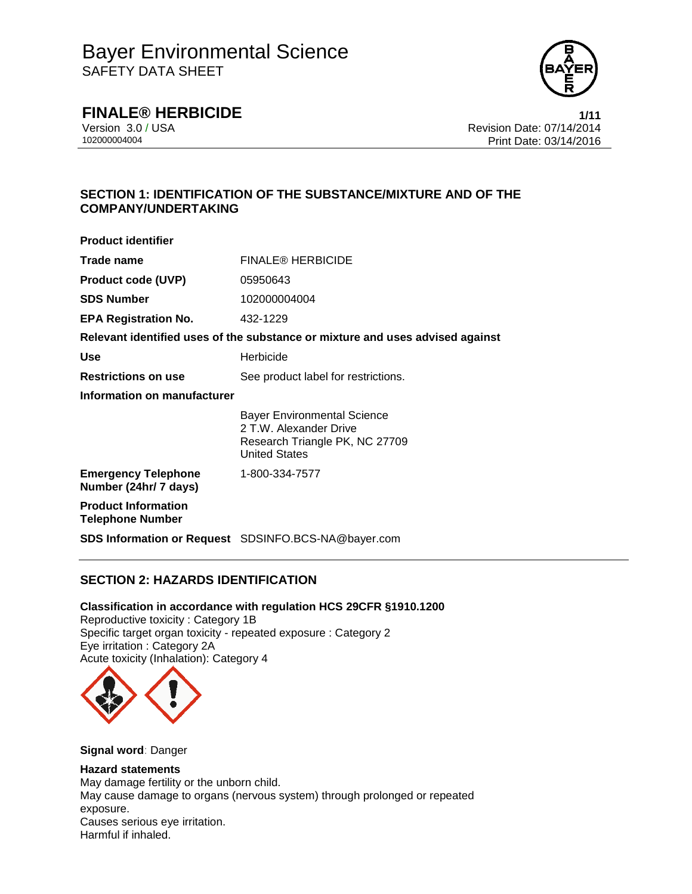# Bayer Environmental Science
SAFETY DATA SHEET

## FINALE® HERBICIDE

Version 3.0 / USA
102000004004

Revision Date: 07/14/2014
Print Date: 03/14/2016

## SECTION 1: IDENTIFICATION OF THE SUBSTANCE/MIXTURE AND OF THE COMPANY/UNDERTAKING

**Product identifier**

| | |
|---|---|
| **Trade name** | FINALE® HERBICIDE |
| **Product code (UVP)** | 05950643 |
| **SDS Number** | 102000004004 |
| **EPA Registration No.** | 432-1229 |

**Relevant identified uses of the substance or mixture and uses advised against**

| | |
|---|---|
| **Use** | Herbicide |
| **Restrictions on use** | See product label for restrictions. |

**Information on manufacturer**

Bayer Environmental Science
2 T.W. Alexander Drive
Research Triangle PK, NC 27709
United States

| | |
|---|---|
| **Emergency Telephone Number (24hr/ 7 days)** | 1-800-334-7577 |
| **Product Information Telephone Number** | |
| **SDS Information or Request** | SDSINFO.BCS-NA@bayer.com |

## SECTION 2: HAZARDS IDENTIFICATION

**Classification in accordance with regulation HCS 29CFR §1910.1200**
Reproductive toxicity : Category 1B
Specific target organ toxicity - repeated exposure : Category 2
Eye irritation : Category 2A
Acute toxicity (Inhalation): Category 4

**Signal word**: Danger

**Hazard statements**
May damage fertility or the unborn child.
May cause damage to organs (nervous system) through prolonged or repeated exposure.
Causes serious eye irritation.
Harmful if inhaled.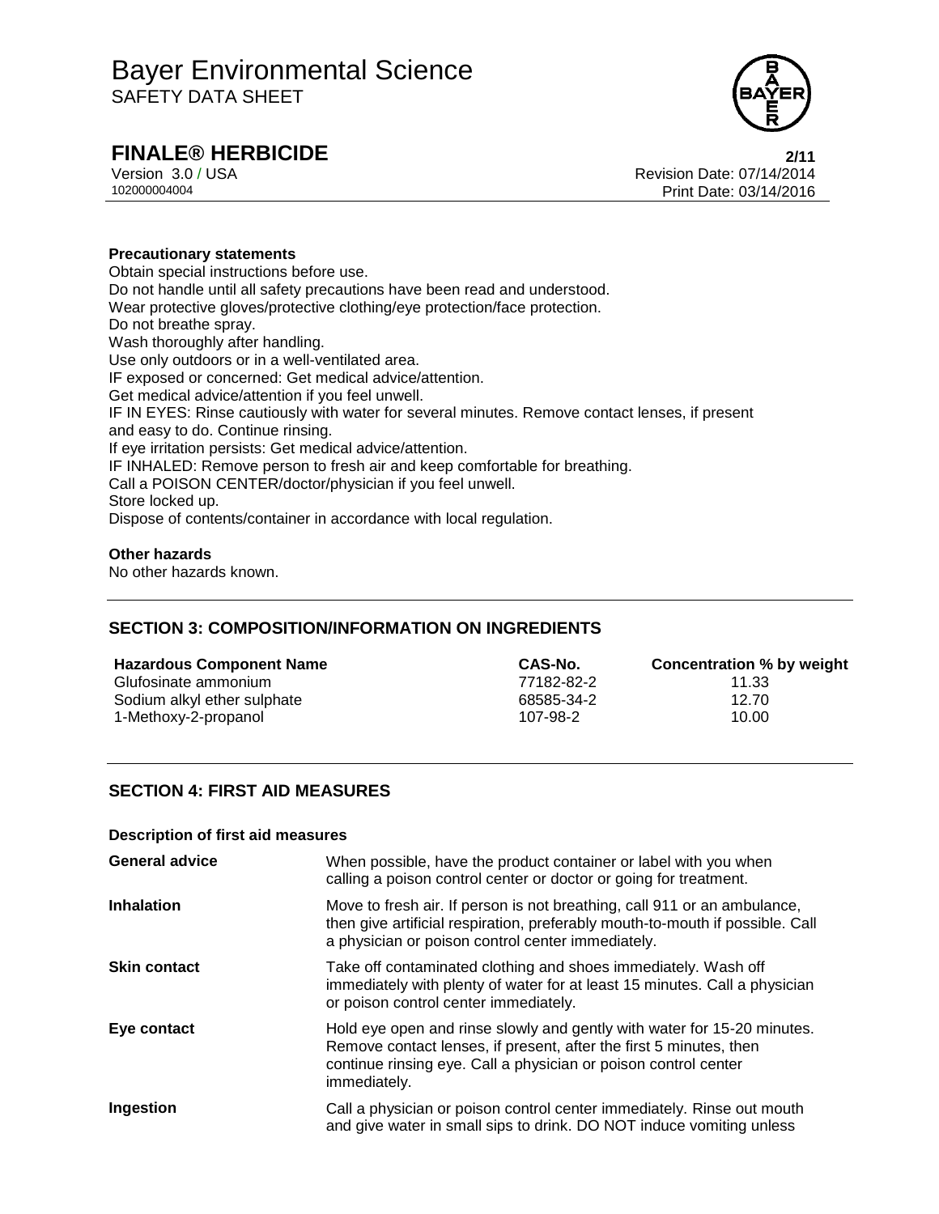**Precautionary statements**

Obtain special instructions before use.
Do not handle until all safety precautions have been read and understood.
Wear protective gloves/protective clothing/eye protection/face protection.
Do not breathe spray.
Wash thoroughly after handling.
Use only outdoors or in a well-ventilated area.
IF exposed or concerned: Get medical advice/attention.
Get medical advice/attention if you feel unwell.
IF IN EYES: Rinse cautiously with water for several minutes. Remove contact lenses, if present and easy to do. Continue rinsing.
If eye irritation persists: Get medical advice/attention.
IF INHALED: Remove person to fresh air and keep comfortable for breathing.
Call a POISON CENTER/doctor/physician if you feel unwell.
Store locked up.
Dispose of contents/container in accordance with local regulation.

**Other hazards**

No other hazards known.

## SECTION 3: COMPOSITION/INFORMATION ON INGREDIENTS

| Hazardous Component Name | CAS-No. | Concentration % by weight |
|---|---|---|
| Glufosinate ammonium | 77182-82-2 | 11.33 |
| Sodium alkyl ether sulphate | 68585-34-2 | 12.70 |
| 1-Methoxy-2-propanol | 107-98-2 | 10.00 |

## SECTION 4: FIRST AID MEASURES

**Description of first aid measures**

| | |
|---|---|
| **General advice** | When possible, have the product container or label with you when calling a poison control center or doctor or going for treatment. |
| **Inhalation** | Move to fresh air. If person is not breathing, call 911 or an ambulance, then give artificial respiration, preferably mouth-to-mouth if possible. Call a physician or poison control center immediately. |
| **Skin contact** | Take off contaminated clothing and shoes immediately. Wash off immediately with plenty of water for at least 15 minutes. Call a physician or poison control center immediately. |
| **Eye contact** | Hold eye open and rinse slowly and gently with water for 15-20 minutes. Remove contact lenses, if present, after the first 5 minutes, then continue rinsing eye. Call a physician or poison control center immediately. |
| **Ingestion** | Call a physician or poison control center immediately. Rinse out mouth and give water in small sips to drink. DO NOT induce vomiting unless |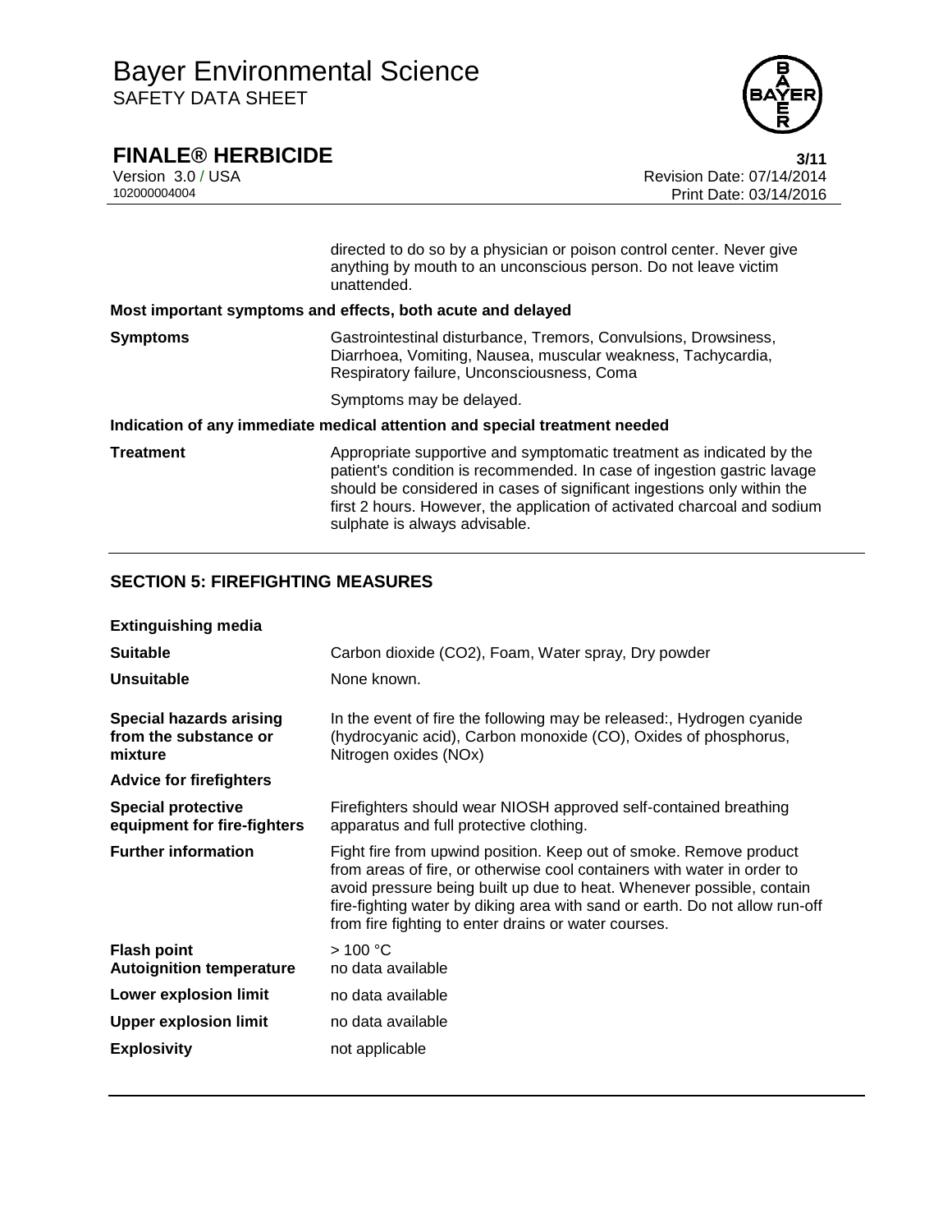directed to do so by a physician or poison control center. Never give anything by mouth to an unconscious person. Do not leave victim unattended.

**Most important symptoms and effects, both acute and delayed**

| | |
|---|---|
| **Symptoms** | Gastrointestinal disturbance, Tremors, Convulsions, Drowsiness, Diarrhoea, Vomiting, Nausea, muscular weakness, Tachycardia, Respiratory failure, Unconsciousness, Coma<br><br>Symptoms may be delayed. |

**Indication of any immediate medical attention and special treatment needed**

| | |
|---|---|
| **Treatment** | Appropriate supportive and symptomatic treatment as indicated by the patient's condition is recommended. In case of ingestion gastric lavage should be considered in cases of significant ingestions only within the first 2 hours. However, the application of activated charcoal and sodium sulphate is always advisable. |

## SECTION 5: FIREFIGHTING MEASURES

**Extinguishing media**

| | |
|---|---|
| **Suitable** | Carbon dioxide (CO2), Foam, Water spray, Dry powder |
| **Unsuitable** | None known. |
| **Special hazards arising from the substance or mixture** | In the event of fire the following may be released:, Hydrogen cyanide (hydrocyanic acid), Carbon monoxide (CO), Oxides of phosphorus, Nitrogen oxides (NOx) |

**Advice for firefighters**

| | |
|---|---|
| **Special protective equipment for fire-fighters** | Firefighters should wear NIOSH approved self-contained breathing apparatus and full protective clothing. |
| **Further information** | Fight fire from upwind position. Keep out of smoke. Remove product from areas of fire, or otherwise cool containers with water in order to avoid pressure being built up due to heat. Whenever possible, contain fire-fighting water by diking area with sand or earth. Do not allow run-off from fire fighting to enter drains or water courses. |
| **Flash point** | > 100 °C |
| **Autoignition temperature** | no data available |
| **Lower explosion limit** | no data available |
| **Upper explosion limit** | no data available |
| **Explosivity** | not applicable |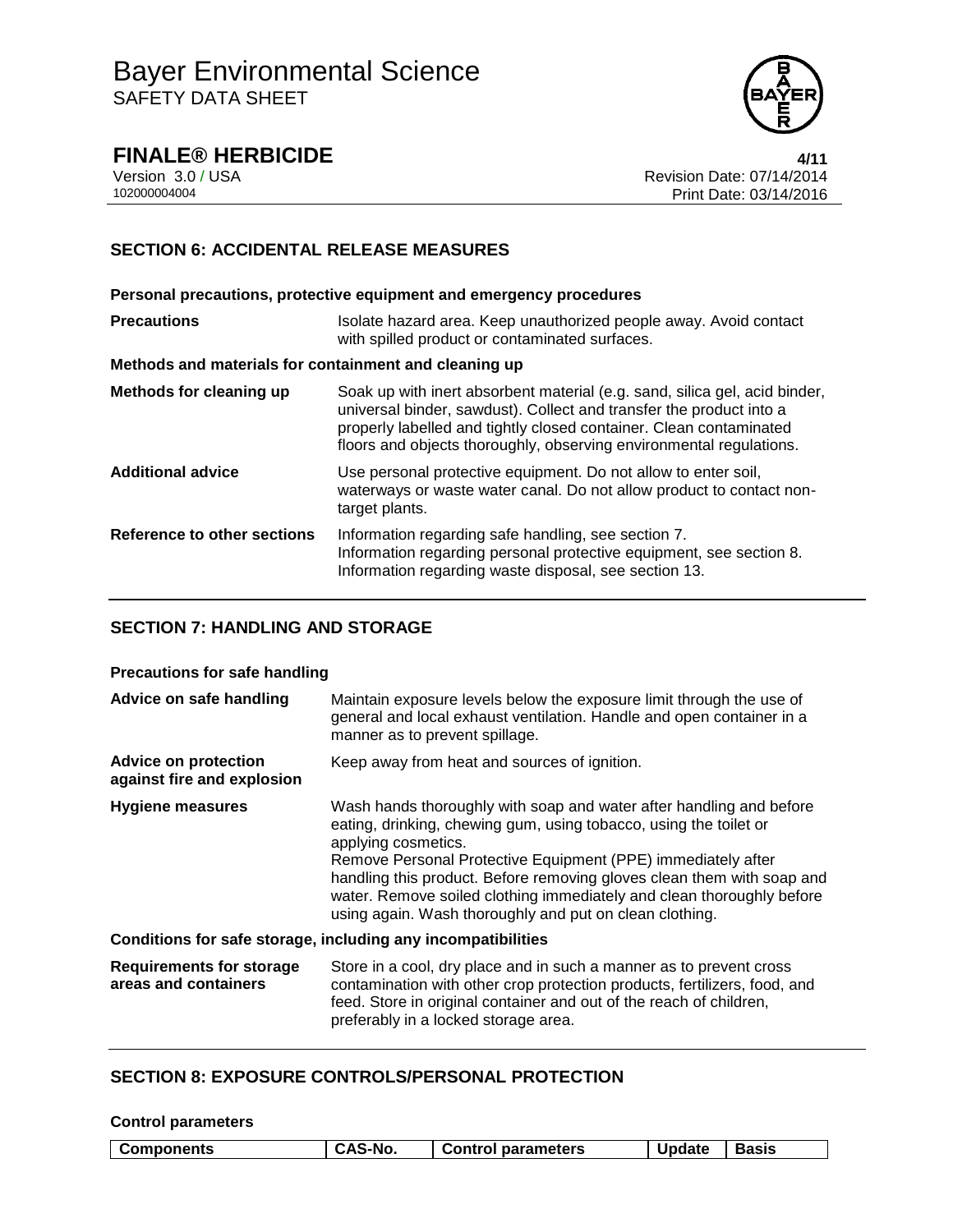## SECTION 6: ACCIDENTAL RELEASE MEASURES

**Personal precautions, protective equipment and emergency procedures**

| | |
|---|---|
| **Precautions** | Isolate hazard area. Keep unauthorized people away. Avoid contact with spilled product or contaminated surfaces. |

**Methods and materials for containment and cleaning up**

| | |
|---|---|
| **Methods for cleaning up** | Soak up with inert absorbent material (e.g. sand, silica gel, acid binder, universal binder, sawdust). Collect and transfer the product into a properly labelled and tightly closed container. Clean contaminated floors and objects thoroughly, observing environmental regulations. |
| **Additional advice** | Use personal protective equipment. Do not allow to enter soil, waterways or waste water canal. Do not allow product to contact non-target plants. |
| **Reference to other sections** | Information regarding safe handling, see section 7.<br>Information regarding personal protective equipment, see section 8.<br>Information regarding waste disposal, see section 13. |

## SECTION 7: HANDLING AND STORAGE

**Precautions for safe handling**

| | |
|---|---|
| **Advice on safe handling** | Maintain exposure levels below the exposure limit through the use of general and local exhaust ventilation. Handle and open container in a manner as to prevent spillage. |
| **Advice on protection against fire and explosion** | Keep away from heat and sources of ignition. |
| **Hygiene measures** | Wash hands thoroughly with soap and water after handling and before eating, drinking, chewing gum, using tobacco, using the toilet or applying cosmetics.<br>Remove Personal Protective Equipment (PPE) immediately after handling this product. Before removing gloves clean them with soap and water. Remove soiled clothing immediately and clean thoroughly before using again. Wash thoroughly and put on clean clothing. |

**Conditions for safe storage, including any incompatibilities**

| | |
|---|---|
| **Requirements for storage areas and containers** | Store in a cool, dry place and in such a manner as to prevent cross contamination with other crop protection products, fertilizers, food, and feed. Store in original container and out of the reach of children, preferably in a locked storage area. |

## SECTION 8: EXPOSURE CONTROLS/PERSONAL PROTECTION

**Control parameters**

| Components | CAS-No. | Control parameters | Update | Basis |
|---|---|---|---|---|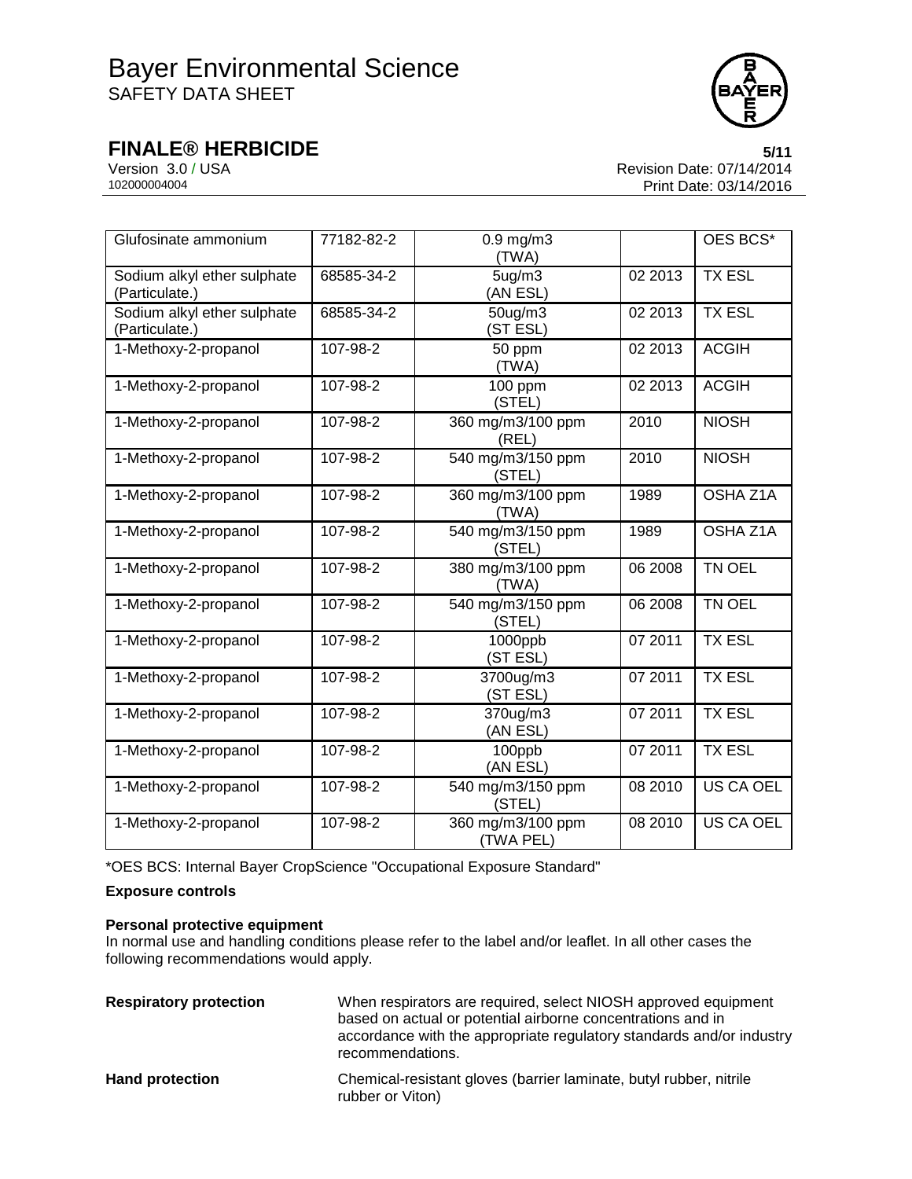| Glufosinate ammonium | 77182-82-2 | 0.9 mg/m3 (TWA) | | OES BCS* |
|---|---|---|---|---|
| Sodium alkyl ether sulphate (Particulate.) | 68585-34-2 | 5ug/m3 (AN ESL) | 02 2013 | TX ESL |
| Sodium alkyl ether sulphate (Particulate.) | 68585-34-2 | 50ug/m3 (ST ESL) | 02 2013 | TX ESL |
| 1-Methoxy-2-propanol | 107-98-2 | 50 ppm (TWA) | 02 2013 | ACGIH |
| 1-Methoxy-2-propanol | 107-98-2 | 100 ppm (STEL) | 02 2013 | ACGIH |
| 1-Methoxy-2-propanol | 107-98-2 | 360 mg/m3/100 ppm (REL) | 2010 | NIOSH |
| 1-Methoxy-2-propanol | 107-98-2 | 540 mg/m3/150 ppm (STEL) | 2010 | NIOSH |
| 1-Methoxy-2-propanol | 107-98-2 | 360 mg/m3/100 ppm (TWA) | 1989 | OSHA Z1A |
| 1-Methoxy-2-propanol | 107-98-2 | 540 mg/m3/150 ppm (STEL) | 1989 | OSHA Z1A |
| 1-Methoxy-2-propanol | 107-98-2 | 380 mg/m3/100 ppm (TWA) | 06 2008 | TN OEL |
| 1-Methoxy-2-propanol | 107-98-2 | 540 mg/m3/150 ppm (STEL) | 06 2008 | TN OEL |
| 1-Methoxy-2-propanol | 107-98-2 | 1000ppb (ST ESL) | 07 2011 | TX ESL |
| 1-Methoxy-2-propanol | 107-98-2 | 3700ug/m3 (ST ESL) | 07 2011 | TX ESL |
| 1-Methoxy-2-propanol | 107-98-2 | 370ug/m3 (AN ESL) | 07 2011 | TX ESL |
| 1-Methoxy-2-propanol | 107-98-2 | 100ppb (AN ESL) | 07 2011 | TX ESL |
| 1-Methoxy-2-propanol | 107-98-2 | 540 mg/m3/150 ppm (STEL) | 08 2010 | US CA OEL |
| 1-Methoxy-2-propanol | 107-98-2 | 360 mg/m3/100 ppm (TWA PEL) | 08 2010 | US CA OEL |

*OES BCS: Internal Bayer CropScience "Occupational Exposure Standard"

**Exposure controls**

**Personal protective equipment**

In normal use and handling conditions please refer to the label and/or leaflet. In all other cases the following recommendations would apply.

**Respiratory protection** — When respirators are required, select NIOSH approved equipment based on actual or potential airborne concentrations and in accordance with the appropriate regulatory standards and/or industry recommendations.

**Hand protection** — Chemical-resistant gloves (barrier laminate, butyl rubber, nitrile rubber or Viton)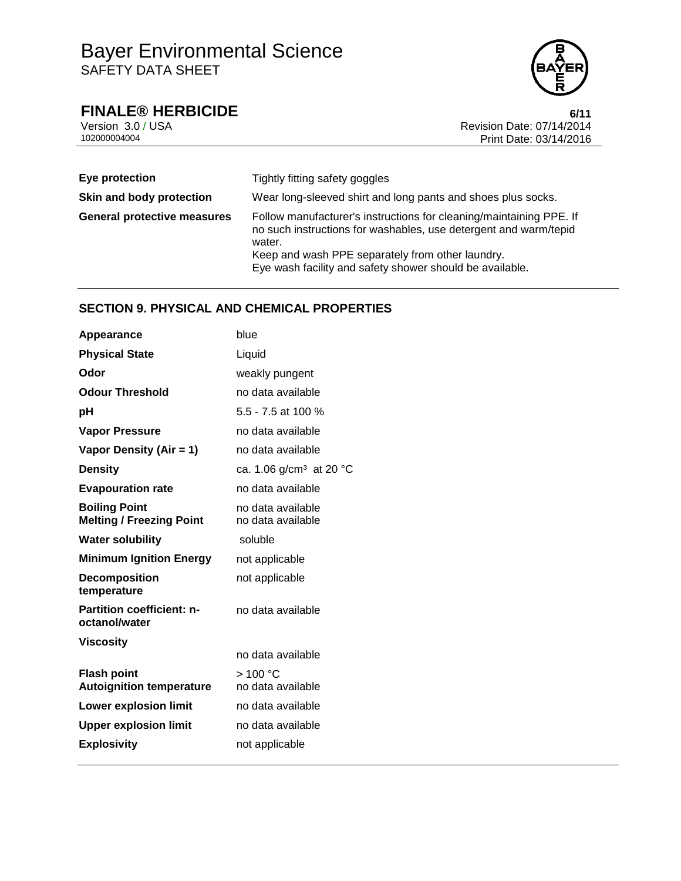| | |
|---|---|
| **Eye protection** | Tightly fitting safety goggles |
| **Skin and body protection** | Wear long-sleeved shirt and long pants and shoes plus socks. |
| **General protective measures** | Follow manufacturer's instructions for cleaning/maintaining PPE. If no such instructions for washables, use detergent and warm/tepid water.<br>Keep and wash PPE separately from other laundry.<br>Eye wash facility and safety shower should be available. |

## SECTION 9. PHYSICAL AND CHEMICAL PROPERTIES

| | |
|---|---|
| **Appearance** | blue |
| **Physical State** | Liquid |
| **Odor** | weakly pungent |
| **Odour Threshold** | no data available |
| **pH** | 5.5 - 7.5 at 100 % |
| **Vapor Pressure** | no data available |
| **Vapor Density (Air = 1)** | no data available |
| **Density** | ca. 1.06 g/cm³ at 20 °C |
| **Evapouration rate** | no data available |
| **Boiling Point** | no data available |
| **Melting / Freezing Point** | no data available |
| **Water solubility** | soluble |
| **Minimum Ignition Energy** | not applicable |
| **Decomposition temperature** | not applicable |
| **Partition coefficient: n-octanol/water** | no data available |
| **Viscosity** | no data available |
| **Flash point** | > 100 °C |
| **Autoignition temperature** | no data available |
| **Lower explosion limit** | no data available |
| **Upper explosion limit** | no data available |
| **Explosivity** | not applicable |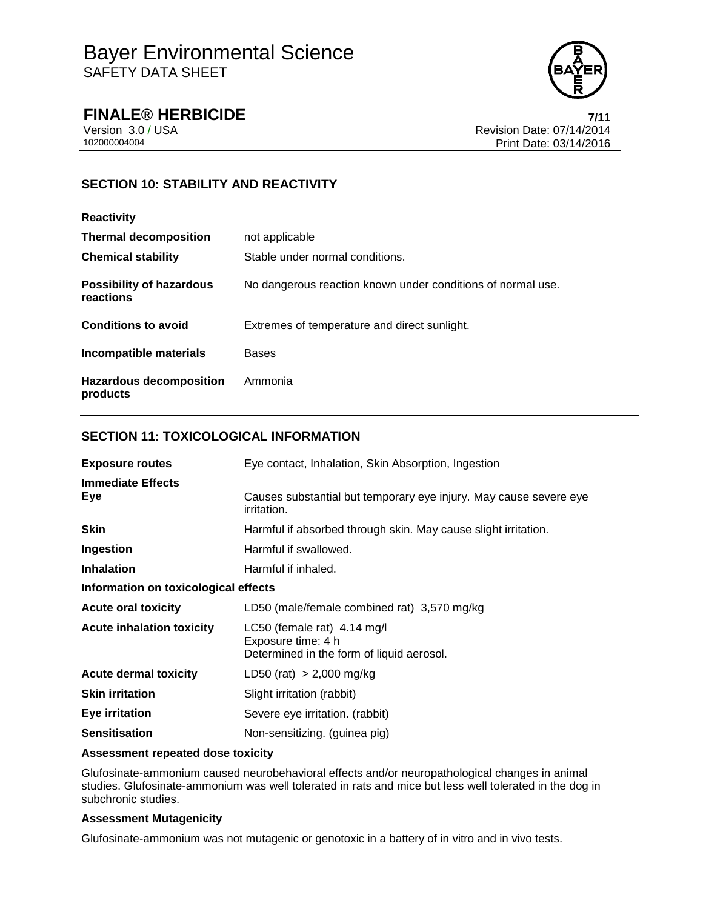## SECTION 10: STABILITY AND REACTIVITY

| | |
|---|---|
| **Reactivity** | |
| **Thermal decomposition** | not applicable |
| **Chemical stability** | Stable under normal conditions. |
| **Possibility of hazardous reactions** | No dangerous reaction known under conditions of normal use. |
| **Conditions to avoid** | Extremes of temperature and direct sunlight. |
| **Incompatible materials** | Bases |
| **Hazardous decomposition products** | Ammonia |

## SECTION 11: TOXICOLOGICAL INFORMATION

| | |
|---|---|
| **Exposure routes** | Eye contact, Inhalation, Skin Absorption, Ingestion |
| **Immediate Effects** | |
| **Eye** | Causes substantial but temporary eye injury. May cause severe eye irritation. |
| **Skin** | Harmful if absorbed through skin. May cause slight irritation. |
| **Ingestion** | Harmful if swallowed. |
| **Inhalation** | Harmful if inhaled. |
| **Information on toxicological effects** | |
| **Acute oral toxicity** | LD50 (male/female combined rat) 3,570 mg/kg |
| **Acute inhalation toxicity** | LC50 (female rat) 4.14 mg/l<br>Exposure time: 4 h<br>Determined in the form of liquid aerosol. |
| **Acute dermal toxicity** | LD50 (rat) > 2,000 mg/kg |
| **Skin irritation** | Slight irritation (rabbit) |
| **Eye irritation** | Severe eye irritation. (rabbit) |
| **Sensitisation** | Non-sensitizing. (guinea pig) |

**Assessment repeated dose toxicity**

Glufosinate-ammonium caused neurobehavioral effects and/or neuropathological changes in animal studies. Glufosinate-ammonium was well tolerated in rats and mice but less well tolerated in the dog in subchronic studies.

**Assessment Mutagenicity**

Glufosinate-ammonium was not mutagenic or genotoxic in a battery of in vitro and in vivo tests.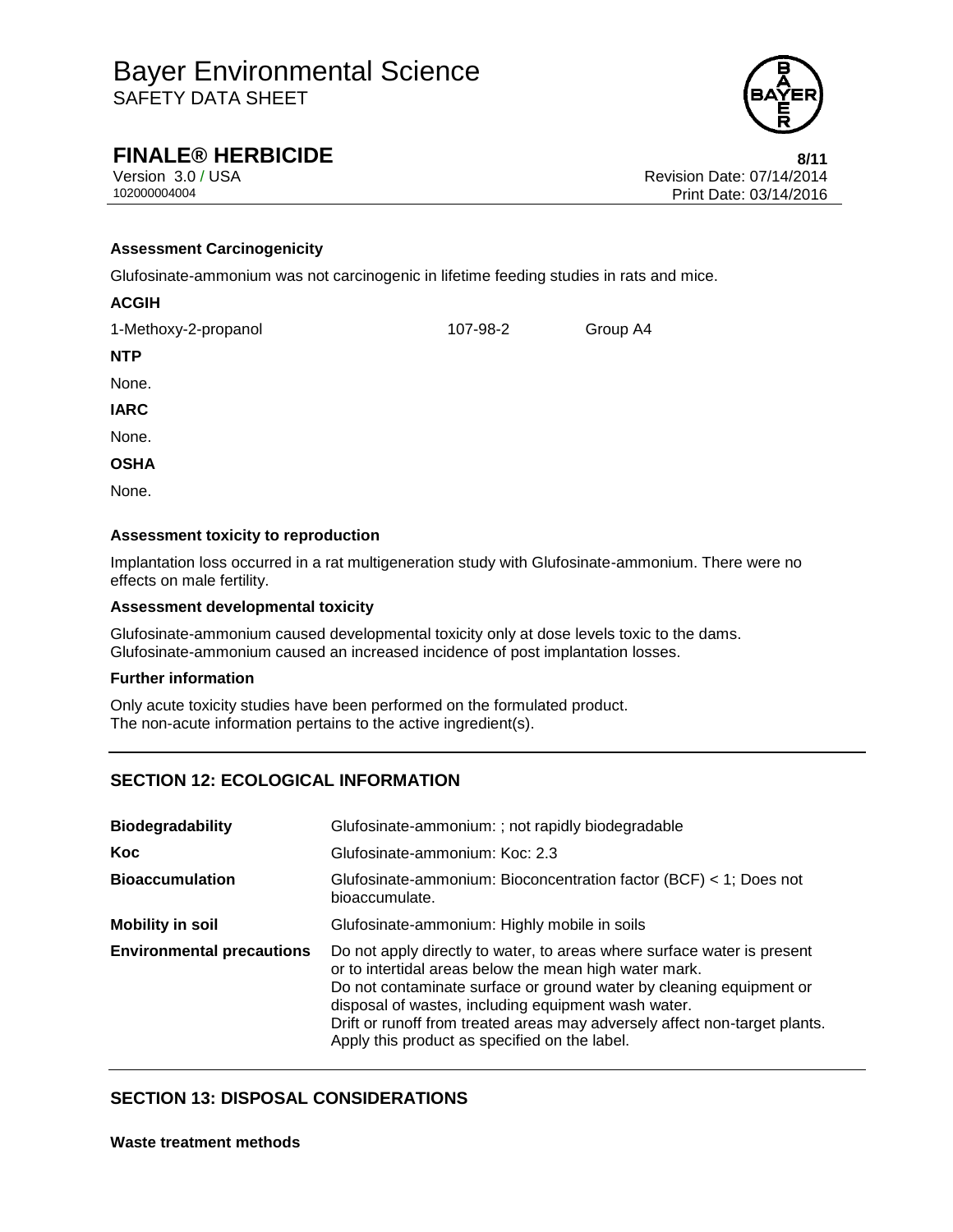**Assessment Carcinogenicity**

Glufosinate-ammonium was not carcinogenic in lifetime feeding studies in rats and mice.

**ACGIH**

| 1-Methoxy-2-propanol | 107-98-2 | Group A4 |
|---|---|---|

**NTP**

None.

**IARC**

None.

**OSHA**

None.

**Assessment toxicity to reproduction**

Implantation loss occurred in a rat multigeneration study with Glufosinate-ammonium. There were no effects on male fertility.

**Assessment developmental toxicity**

Glufosinate-ammonium caused developmental toxicity only at dose levels toxic to the dams.
Glufosinate-ammonium caused an increased incidence of post implantation losses.

**Further information**

Only acute toxicity studies have been performed on the formulated product.
The non-acute information pertains to the active ingredient(s).

## SECTION 12: ECOLOGICAL INFORMATION

| | |
|---|---|
| **Biodegradability** | Glufosinate-ammonium: ; not rapidly biodegradable |
| **Koc** | Glufosinate-ammonium: Koc: 2.3 |
| **Bioaccumulation** | Glufosinate-ammonium: Bioconcentration factor (BCF) < 1; Does not bioaccumulate. |
| **Mobility in soil** | Glufosinate-ammonium: Highly mobile in soils |
| **Environmental precautions** | Do not apply directly to water, to areas where surface water is present or to intertidal areas below the mean high water mark.<br>Do not contaminate surface or ground water by cleaning equipment or disposal of wastes, including equipment wash water.<br>Drift or runoff from treated areas may adversely affect non-target plants.<br>Apply this product as specified on the label. |

## SECTION 13: DISPOSAL CONSIDERATIONS

**Waste treatment methods**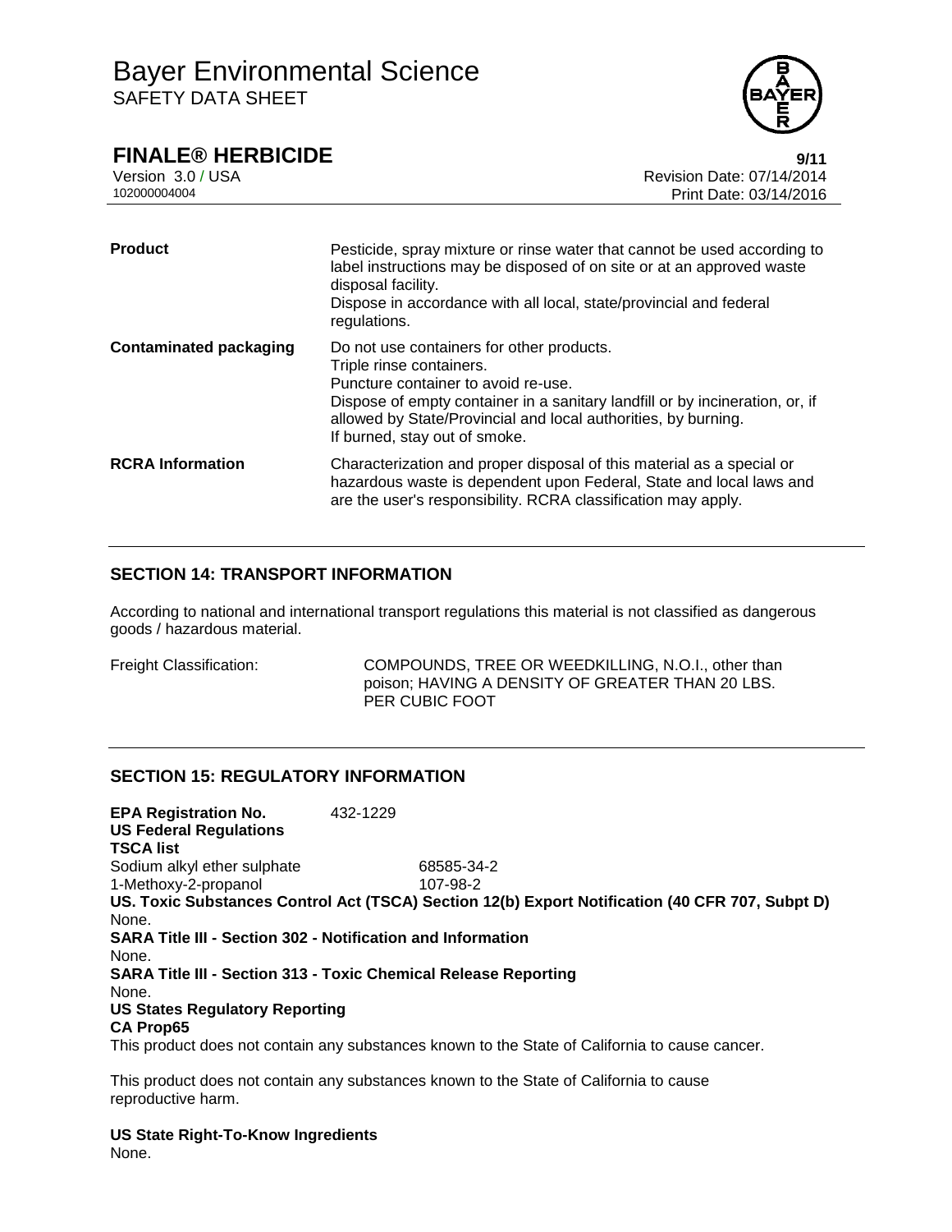| | |
|---|---|
| **Product** | Pesticide, spray mixture or rinse water that cannot be used according to label instructions may be disposed of on site or at an approved waste disposal facility.<br>Dispose in accordance with all local, state/provincial and federal regulations. |
| **Contaminated packaging** | Do not use containers for other products.<br>Triple rinse containers.<br>Puncture container to avoid re-use.<br>Dispose of empty container in a sanitary landfill or by incineration, or, if allowed by State/Provincial and local authorities, by burning.<br>If burned, stay out of smoke. |
| **RCRA Information** | Characterization and proper disposal of this material as a special or hazardous waste is dependent upon Federal, State and local laws and are the user's responsibility. RCRA classification may apply. |

## SECTION 14: TRANSPORT INFORMATION

According to national and international transport regulations this material is not classified as dangerous goods / hazardous material.

Freight Classification: COMPOUNDS, TREE OR WEEDKILLING, N.O.I., other than poison; HAVING A DENSITY OF GREATER THAN 20 LBS. PER CUBIC FOOT

## SECTION 15: REGULATORY INFORMATION

**EPA Registration No.** 432-1229

**US Federal Regulations**

**TSCA list**

| | |
|---|---|
| Sodium alkyl ether sulphate | 68585-34-2 |
| 1-Methoxy-2-propanol | 107-98-2 |

**US. Toxic Substances Control Act (TSCA) Section 12(b) Export Notification (40 CFR 707, Subpt D)**

None.

**SARA Title III - Section 302 - Notification and Information**

None.

**SARA Title III - Section 313 - Toxic Chemical Release Reporting**

None.

**US States Regulatory Reporting**

**CA Prop65**

This product does not contain any substances known to the State of California to cause cancer.

This product does not contain any substances known to the State of California to cause reproductive harm.

**US State Right-To-Know Ingredients**

None.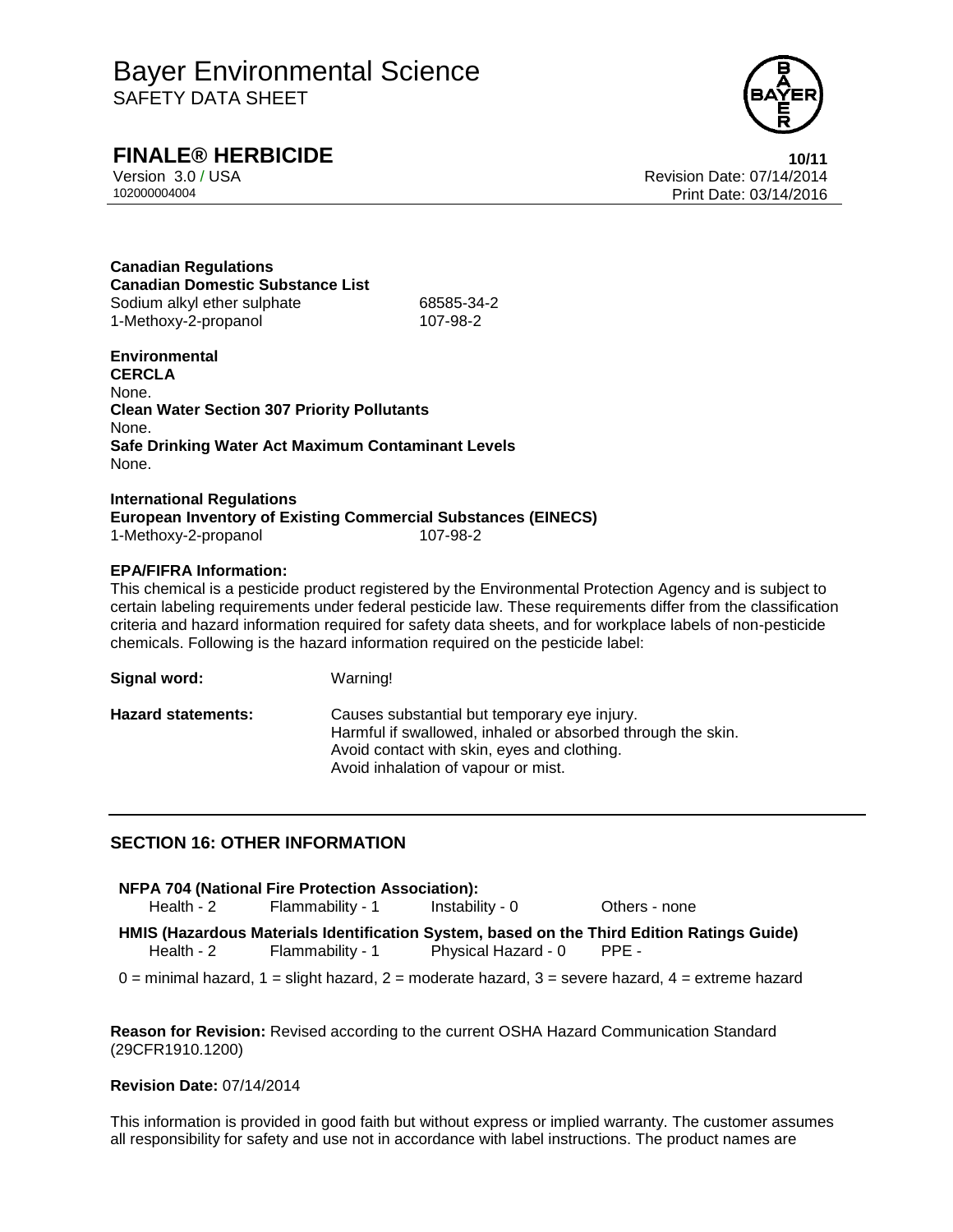**Canadian Regulations**

**Canadian Domestic Substance List**

| | |
|---|---|
| Sodium alkyl ether sulphate | 68585-34-2 |
| 1-Methoxy-2-propanol | 107-98-2 |

**Environmental**

**CERCLA**

None.

**Clean Water Section 307 Priority Pollutants**

None.

**Safe Drinking Water Act Maximum Contaminant Levels**

None.

**International Regulations**

**European Inventory of Existing Commercial Substances (EINECS)**

| | |
|---|---|
| 1-Methoxy-2-propanol | 107-98-2 |

**EPA/FIFRA Information:**

This chemical is a pesticide product registered by the Environmental Protection Agency and is subject to certain labeling requirements under federal pesticide law. These requirements differ from the classification criteria and hazard information required for safety data sheets, and for workplace labels of non-pesticide chemicals. Following is the hazard information required on the pesticide label:

**Signal word:** Warning!

**Hazard statements:** Causes substantial but temporary eye injury.
Harmful if swallowed, inhaled or absorbed through the skin.
Avoid contact with skin, eyes and clothing.
Avoid inhalation of vapour or mist.

## SECTION 16: OTHER INFORMATION

**NFPA 704 (National Fire Protection Association):**

| | | | |
|---|---|---|---|
| Health - 2 | Flammability - 1 | Instability - 0 | Others - none |

**HMIS (Hazardous Materials Identification System, based on the Third Edition Ratings Guide)**

| | | | |
|---|---|---|---|
| Health - 2 | Flammability - 1 | Physical Hazard - 0 | PPE - |

0 = minimal hazard, 1 = slight hazard, 2 = moderate hazard, 3 = severe hazard, 4 = extreme hazard

**Reason for Revision:** Revised according to the current OSHA Hazard Communication Standard (29CFR1910.1200)

**Revision Date:** 07/14/2014

This information is provided in good faith but without express or implied warranty. The customer assumes all responsibility for safety and use not in accordance with label instructions. The product names are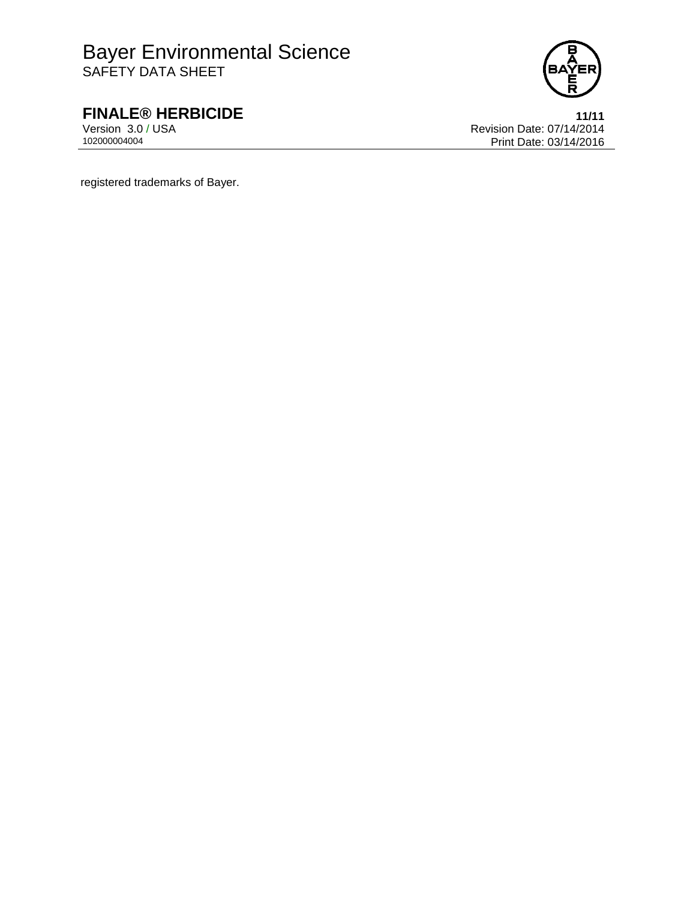registered trademarks of Bayer.